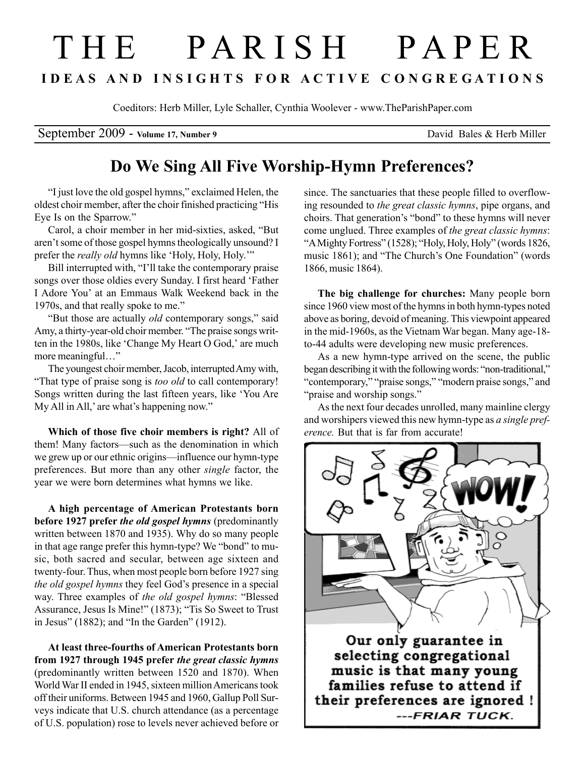# THE PARISH PAPER

**IDEAS AND INSIGHTS FOR ACTIVE CONGREGATIONS**

Coeditors: Herb Miller, Lyle Schaller, Cynthia Woolever - www.TheParishPaper.com

September 2009 - **Volume 17, Number 9** David Bales & Herb Miller

## Do We Sing All Five Worship-Hymn Preferences?

"I just love the old gospel hymns," exclaimed Helen, the oldest choir member, after the choir finished practicing "His Eye Is on the Sparrow."

Carol, a choir member in her mid-sixties, asked, "But aren't some of those gospel hymns theologically unsound? I prefer the *really old* hymns like 'Holy, Holy, Holy.'"

Bill interrupted with, "I'll take the contemporary praise songs over those oldies every Sunday. I first heard 'Father I Adore You' at an Emmaus Walk Weekend back in the 1970s, and that really spoke to me."

"But those are actually *old* contemporary songs," said Amy, a thirty-year-old choir member. "The praise songs written in the 1980s, like 'Change My Heart O God,' are much more meaningful…"

The youngest choir member, Jacob, interrupted Amy with, "That type of praise song is *too old* to call contemporary! Songs written during the last fifteen years, like 'You Are My All in All,' are what's happening now."

**Which of those five choir members is right?** All of them! Many factors—such as the denomination in which we grew up or our ethnic origins—influence our hymn-type preferences. But more than any other *single* factor, the year we were born determines what hymns we like.

**A high percentage of American Protestants born before 1927 prefer *the old gospel hymns*** (predominantly written between 1870 and 1935). Why do so many people in that age range prefer this hymn-type? We "bond" to music, both sacred and secular, between age sixteen and twenty-four. Thus, when most people born before 1927 sing *the old gospel hymns* they feel God's presence in a special way. Three examples of *the old gospel hymns*: "Blessed Assurance, Jesus Is Mine!" (1873); "Tis So Sweet to Trust in Jesus" (1882); and "In the Garden" (1912).

**At least three-fourths of American Protestants born from 1927 through 1945 prefer *the great classic hymns*** (predominantly written between 1520 and 1870). When World War II ended in 1945, sixteen million Americans took off their uniforms. Between 1945 and 1960, Gallup Poll Surveys indicate that U.S. church attendance (as a percentage of U.S. population) rose to levels never achieved before or since. The sanctuaries that these people filled to overflowing resounded to *the great classic hymns*, pipe organs, and choirs. That generation's "bond" to these hymns will never come unglued. Three examples of *the great classic hymns*: "A Mighty Fortress" (1528); "Holy, Holy, Holy" (words 1826, music 1861); and "The Church's One Foundation" (words 1866, music 1864).

**The big challenge for churches:** Many people born since 1960 view most of the hymns in both hymn-types noted above as boring, devoid of meaning. This viewpoint appeared in the mid-1960s, as the Vietnam War began. Many age-18-to-44 adults were developing new music preferences.

As a new hymn-type arrived on the scene, the public began describing it with the following words: "non-traditional," "contemporary," "praise songs," "modern praise songs," and "praise and worship songs."

As the next four decades unrolled, many mainline clergy and worshipers viewed this new hymn-type as *a single preference.* But that is far from accurate!

Our only guarantee in selecting congregational music is that many young families refuse to attend if their preferences are ignored ! ---FRIAR TUCK.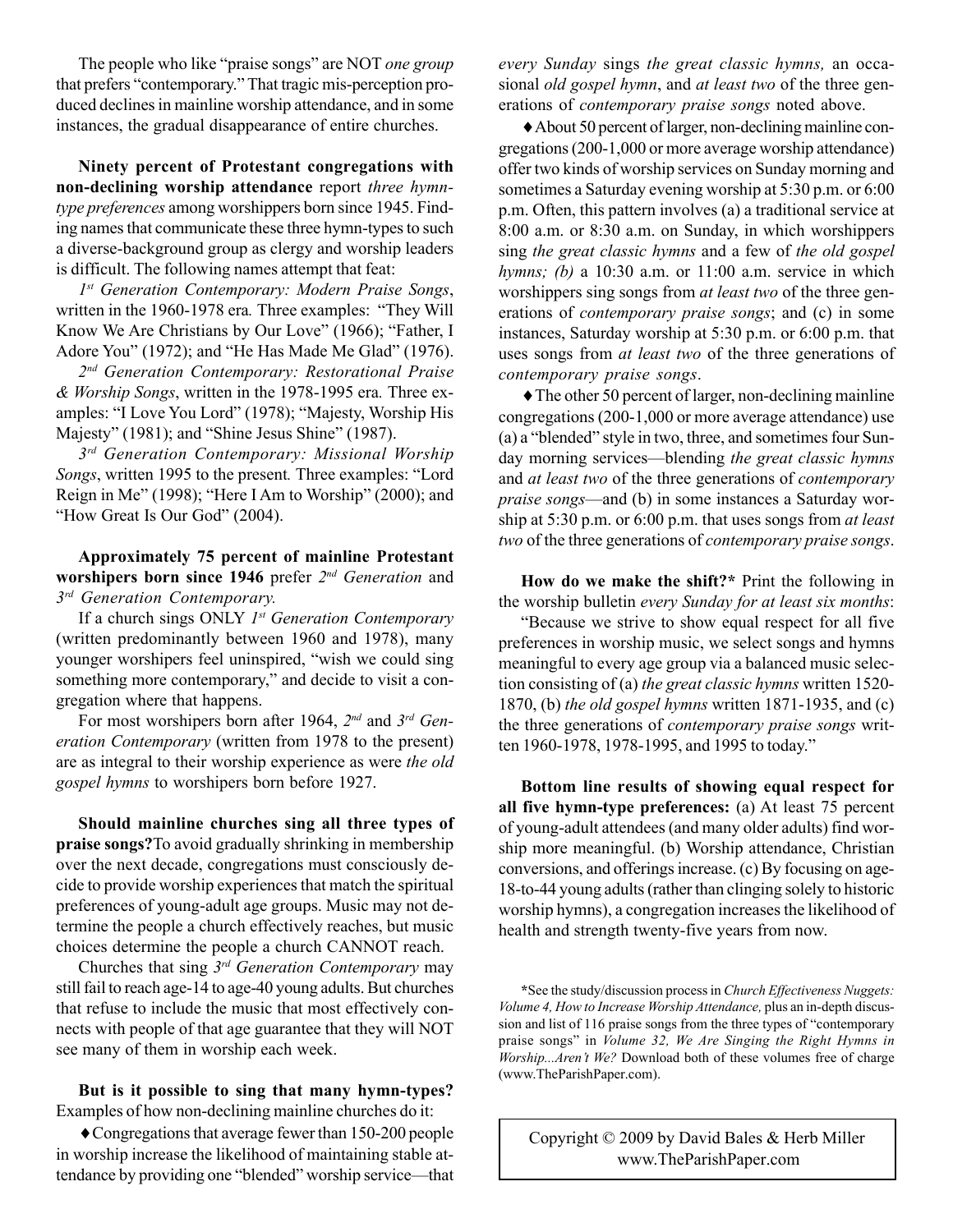The people who like "praise songs" are NOT *one group* that prefers "contemporary." That tragic mis-perception produced declines in mainline worship attendance, and in some instances, the gradual disappearance of entire churches.

**Ninety percent of Protestant congregations with non-declining worship attendance** report *three hymn-type preferences* among worshippers born since 1945. Finding names that communicate these three hymn-types to such a diverse-background group as clergy and worship leaders is difficult. The following names attempt that feat:

*1st Generation Contemporary: Modern Praise Songs*, written in the 1960-1978 era. Three examples: "They Will Know We Are Christians by Our Love" (1966); "Father, I Adore You" (1972); and "He Has Made Me Glad" (1976).

*2nd Generation Contemporary: Restorational Praise & Worship Songs*, written in the 1978-1995 era. Three examples: "I Love You Lord" (1978); "Majesty, Worship His Majesty" (1981); and "Shine Jesus Shine" (1987).

*3rd Generation Contemporary: Missional Worship Songs*, written 1995 to the present. Three examples: "Lord Reign in Me" (1998); "Here I Am to Worship" (2000); and "How Great Is Our God" (2004).

**Approximately 75 percent of mainline Protestant worshipers born since 1946** prefer *2nd Generation* and *3rd Generation Contemporary.*

If a church sings ONLY *1st Generation Contemporary* (written predominantly between 1960 and 1978), many younger worshipers feel uninspired, "wish we could sing something more contemporary," and decide to visit a congregation where that happens.

For most worshipers born after 1964, *2nd* and *3rd Generation Contemporary* (written from 1978 to the present) are as integral to their worship experience as were *the old gospel hymns* to worshipers born before 1927.

**Should mainline churches sing all three types of praise songs?** To avoid gradually shrinking in membership over the next decade, congregations must consciously decide to provide worship experiences that match the spiritual preferences of young-adult age groups. Music may not determine the people a church effectively reaches, but music choices determine the people a church CANNOT reach.

Churches that sing *3rd Generation Contemporary* may still fail to reach age-14 to age-40 young adults. But churches that refuse to include the music that most effectively connects with people of that age guarantee that they will NOT see many of them in worship each week.

**But is it possible to sing that many hymn-types?** Examples of how non-declining mainline churches do it:

♦ Congregations that average fewer than 150-200 people in worship increase the likelihood of maintaining stable attendance by providing one "blended" worship service—that *every Sunday* sings *the great classic hymns,* an occasional *old gospel hymn*, and *at least two* of the three generations of *contemporary praise songs* noted above.

♦ About 50 percent of larger, non-declining mainline congregations (200-1,000 or more average worship attendance) offer two kinds of worship services on Sunday morning and sometimes a Saturday evening worship at 5:30 p.m. or 6:00 p.m. Often, this pattern involves (a) a traditional service at 8:00 a.m. or 8:30 a.m. on Sunday, in which worshippers sing *the great classic hymns* and a few of *the old gospel hymns; (b)* a 10:30 a.m. or 11:00 a.m. service in which worshippers sing songs from *at least two* of the three generations of *contemporary praise songs*; and (c) in some instances, Saturday worship at 5:30 p.m. or 6:00 p.m. that uses songs from *at least two* of the three generations of *contemporary praise songs*.

♦ The other 50 percent of larger, non-declining mainline congregations (200-1,000 or more average attendance) use (a) a "blended" style in two, three, and sometimes four Sunday morning services—blending *the great classic hymns* and *at least two* of the three generations of *contemporary praise songs*—and (b) in some instances a Saturday worship at 5:30 p.m. or 6:00 p.m. that uses songs from *at least two* of the three generations of *contemporary praise songs*.

**How do we make the shift?*** Print the following in the worship bulletin *every Sunday for at least six months*:

"Because we strive to show equal respect for all five preferences in worship music, we select songs and hymns meaningful to every age group via a balanced music selection consisting of (a) *the great classic hymns* written 1520-1870, (b) *the old gospel hymns* written 1871-1935, and (c) the three generations of *contemporary praise songs* written 1960-1978, 1978-1995, and 1995 to today."

**Bottom line results of showing equal respect for all five hymn-type preferences:** (a) At least 75 percent of young-adult attendees (and many older adults) find worship more meaningful. (b) Worship attendance, Christian conversions, and offerings increase. (c) By focusing on age-18-to-44 young adults (rather than clinging solely to historic worship hymns), a congregation increases the likelihood of health and strength twenty-five years from now.

*See the study/discussion process in *Church Effectiveness Nuggets: Volume 4, How to Increase Worship Attendance,* plus an in-depth discussion and list of 116 praise songs from the three types of "contemporary praise songs" in *Volume 32, We Are Singing the Right Hymns in Worship...Aren't We?* Download both of these volumes free of charge (www.TheParishPaper.com).

Copyright © 2009 by David Bales & Herb Miller
www.TheParishPaper.com